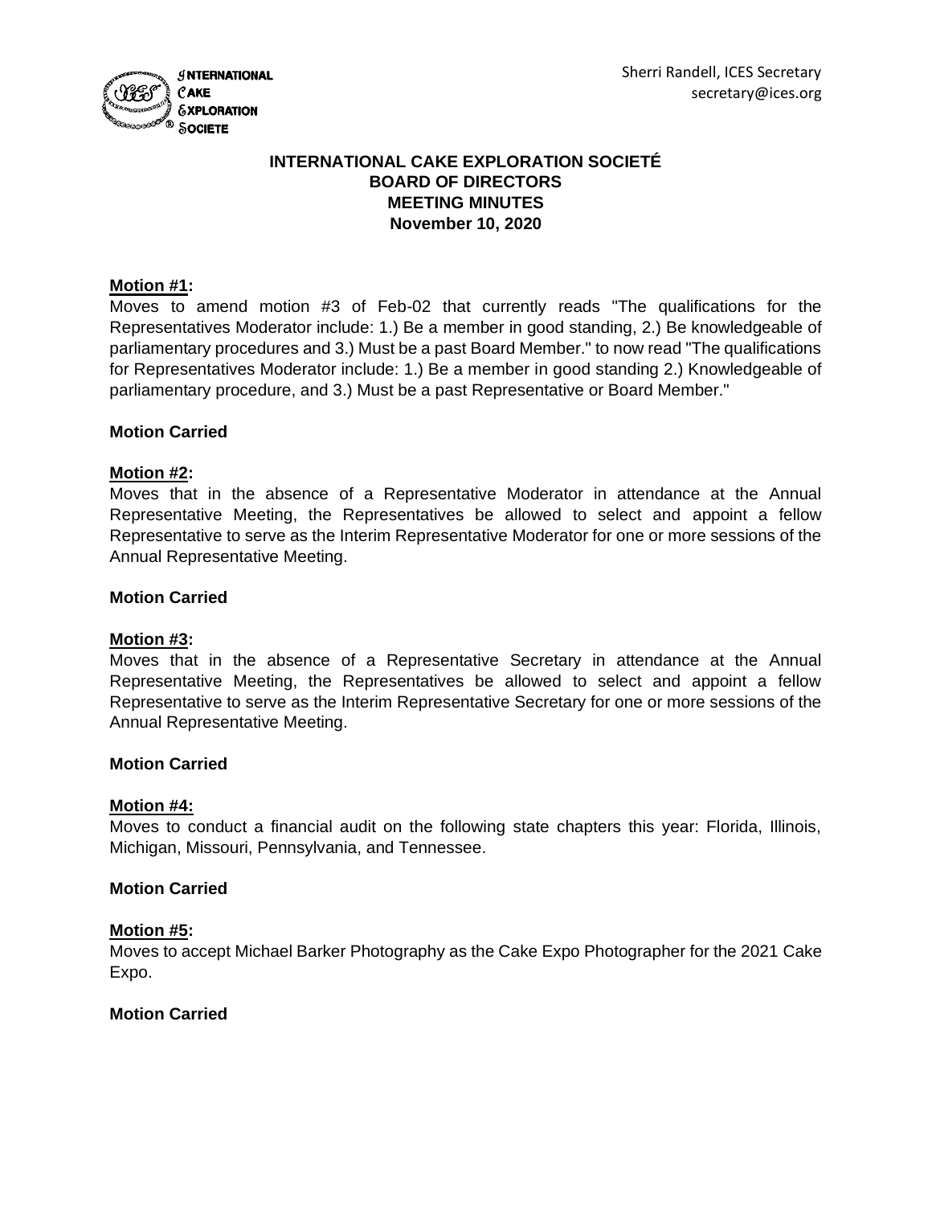Sherri Randell, ICES Secretary
secretary@ices.org

# INTERNATIONAL CAKE EXPLORATION SOCIETÉ
## BOARD OF DIRECTORS
## MEETING MINUTES
## November 10, 2020

**Motion #1:**
Moves to amend motion #3 of Feb-02 that currently reads "The qualifications for the Representatives Moderator include: 1.) Be a member in good standing, 2.) Be knowledgeable of parliamentary procedures and 3.) Must be a past Board Member." to now read "The qualifications for Representatives Moderator include: 1.) Be a member in good standing 2.) Knowledgeable of parliamentary procedure, and 3.) Must be a past Representative or Board Member."

**Motion Carried**

**Motion #2:**
Moves that in the absence of a Representative Moderator in attendance at the Annual Representative Meeting, the Representatives be allowed to select and appoint a fellow Representative to serve as the Interim Representative Moderator for one or more sessions of the Annual Representative Meeting.

**Motion Carried**

**Motion #3:**
Moves that in the absence of a Representative Secretary in attendance at the Annual Representative Meeting, the Representatives be allowed to select and appoint a fellow Representative to serve as the Interim Representative Secretary for one or more sessions of the Annual Representative Meeting.

**Motion Carried**

**Motion #4:**
Moves to conduct a financial audit on the following state chapters this year: Florida, Illinois, Michigan, Missouri, Pennsylvania, and Tennessee.

**Motion Carried**

**Motion #5:**
Moves to accept Michael Barker Photography as the Cake Expo Photographer for the 2021 Cake Expo.

**Motion Carried**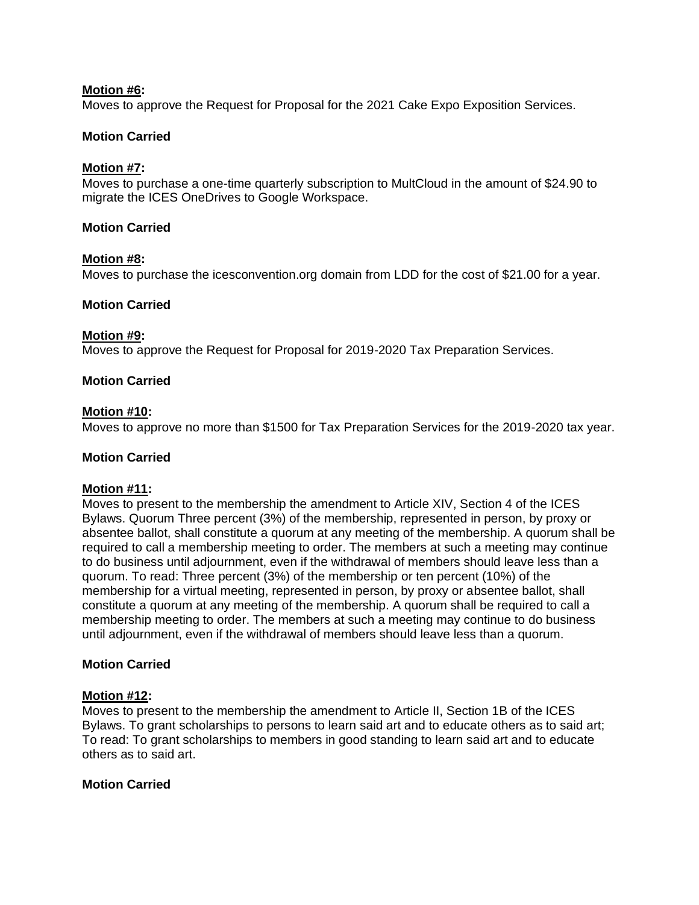**Motion #6:**
Moves to approve the Request for Proposal for the 2021 Cake Expo Exposition Services.

**Motion Carried**

**Motion #7:**
Moves to purchase a one-time quarterly subscription to MultCloud in the amount of $24.90 to migrate the ICES OneDrives to Google Workspace.

**Motion Carried**

**Motion #8:**
Moves to purchase the icesconvention.org domain from LDD for the cost of $21.00 for a year.

**Motion Carried**

**Motion #9:**
Moves to approve the Request for Proposal for 2019-2020 Tax Preparation Services.

**Motion Carried**

**Motion #10:**
Moves to approve no more than $1500 for Tax Preparation Services for the 2019-2020 tax year.

**Motion Carried**

**Motion #11:**
Moves to present to the membership the amendment to Article XIV, Section 4 of the ICES Bylaws. Quorum Three percent (3%) of the membership, represented in person, by proxy or absentee ballot, shall constitute a quorum at any meeting of the membership. A quorum shall be required to call a membership meeting to order. The members at such a meeting may continue to do business until adjournment, even if the withdrawal of members should leave less than a quorum. To read: Three percent (3%) of the membership or ten percent (10%) of the membership for a virtual meeting, represented in person, by proxy or absentee ballot, shall constitute a quorum at any meeting of the membership. A quorum shall be required to call a membership meeting to order. The members at such a meeting may continue to do business until adjournment, even if the withdrawal of members should leave less than a quorum.

**Motion Carried**

**Motion #12:**
Moves to present to the membership the amendment to Article II, Section 1B of the ICES Bylaws. To grant scholarships to persons to learn said art and to educate others as to said art; To read: To grant scholarships to members in good standing to learn said art and to educate others as to said art.

**Motion Carried**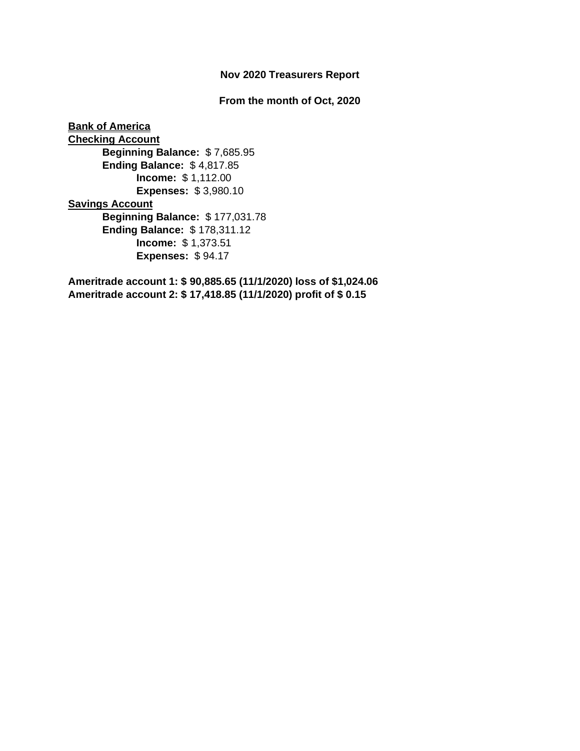**Nov 2020 Treasurers Report**

**From the month of Oct, 2020**

**Bank of America**

**Checking Account**

- **Beginning Balance:** $ 7,685.95
- **Ending Balance:** $ 4,817.85
  - **Income:** $ 1,112.00
  - **Expenses:** $ 3,980.10

**Savings Account**

- **Beginning Balance:** $ 177,031.78
- **Ending Balance:** $ 178,311.12
  - **Income:** $ 1,373.51
  - **Expenses:** $ 94.17

**Ameritrade account 1: $ 90,885.65 (11/1/2020) loss of $1,024.06**
**Ameritrade account 2: $ 17,418.85 (11/1/2020) profit of $ 0.15**